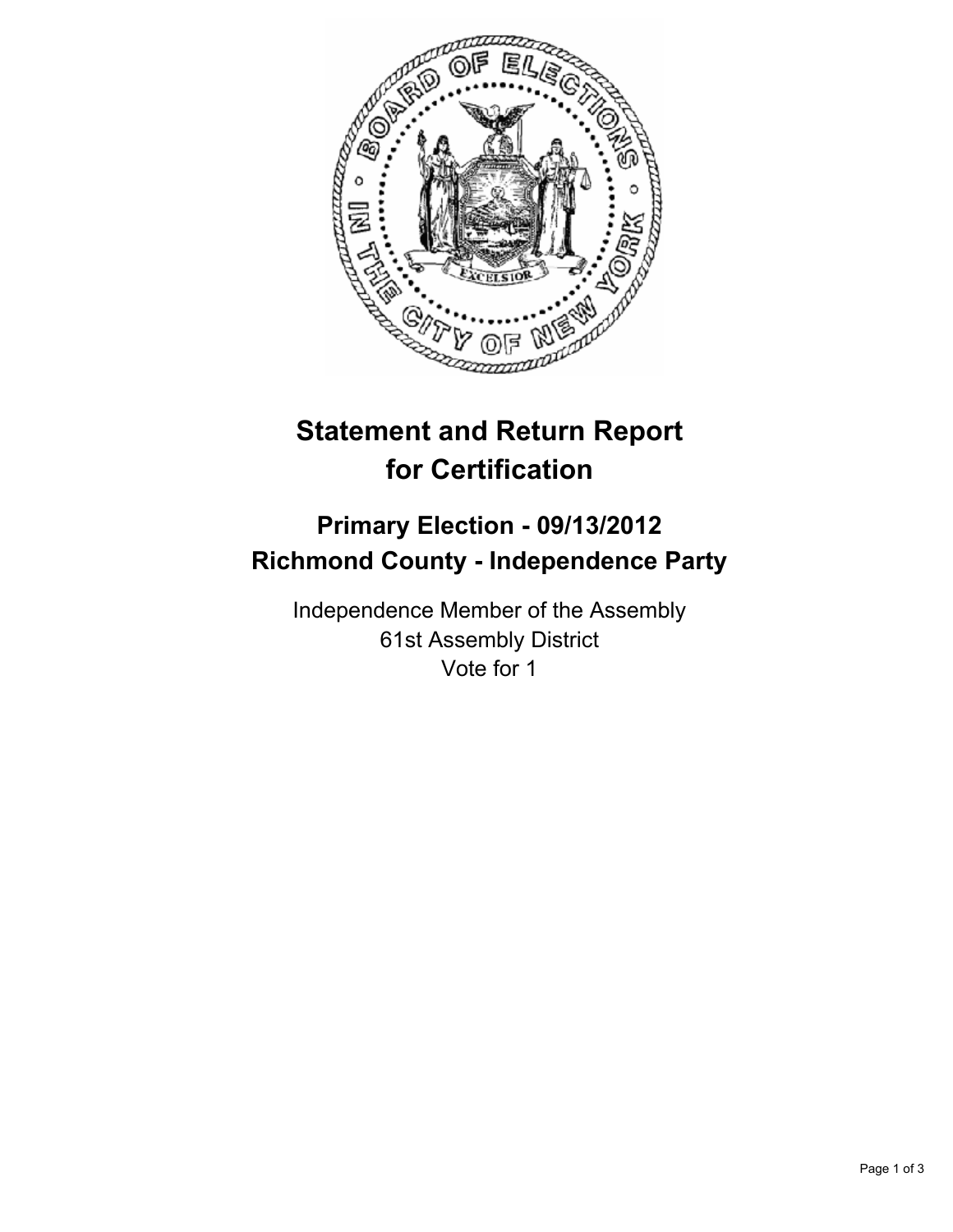# Statement and Return Report for Certification

## Primary Election - 09/13/2012
## Richmond County - Independence Party

Independence Member of the Assembly
61st Assembly District
Vote for 1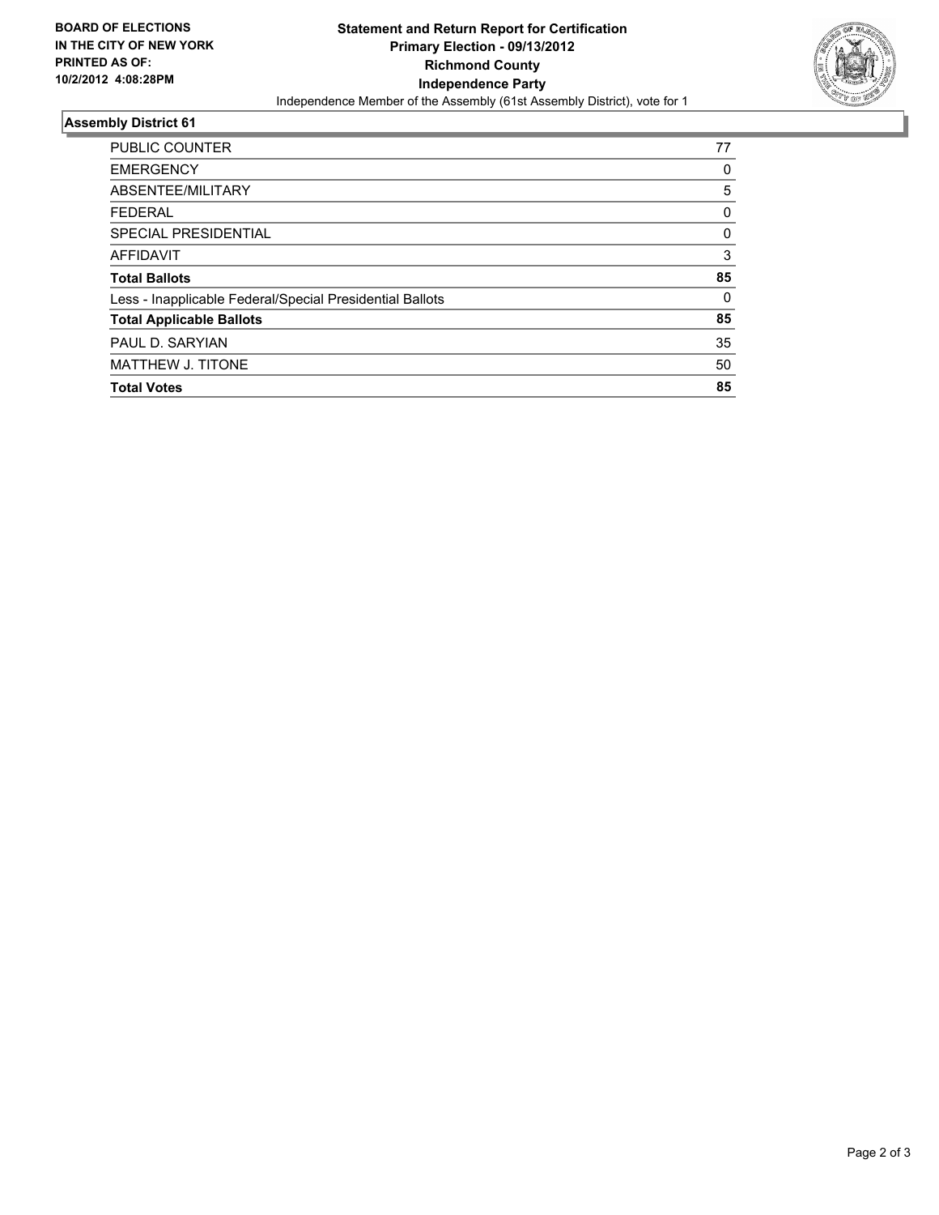**BOARD OF ELECTIONS IN THE CITY OF NEW YORK PRINTED AS OF: 10/2/2012 4:08:28PM**

**Statement and Return Report for Certification Primary Election - 09/13/2012 Richmond County Independence Party**

Independence Member of the Assembly (61st Assembly District), vote for 1

## Assembly District 61

| | |
|---|---|
| PUBLIC COUNTER | 77 |
| EMERGENCY | 0 |
| ABSENTEE/MILITARY | 5 |
| FEDERAL | 0 |
| SPECIAL PRESIDENTIAL | 0 |
| AFFIDAVIT | 3 |
| **Total Ballots** | **85** |
| Less - Inapplicable Federal/Special Presidential Ballots | 0 |
| **Total Applicable Ballots** | **85** |
| PAUL D. SARYIAN | 35 |
| MATTHEW J. TITONE | 50 |
| **Total Votes** | **85** |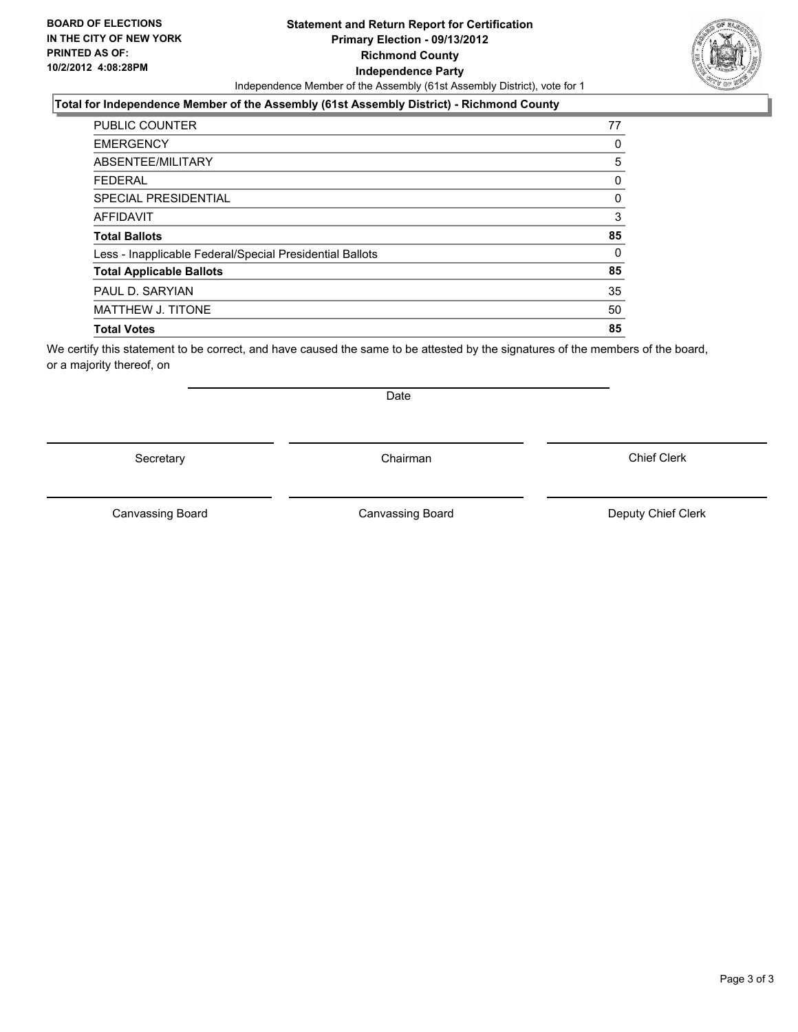**BOARD OF ELECTIONS IN THE CITY OF NEW YORK PRINTED AS OF: 10/2/2012 4:08:28PM**

**Statement and Return Report for Certification**
**Primary Election - 09/13/2012**
**Richmond County**
**Independence Party**

Independence Member of the Assembly (61st Assembly District), vote for 1

**Total for Independence Member of the Assembly (61st Assembly District) - Richmond County**

| | |
|---|---|
| PUBLIC COUNTER | 77 |
| EMERGENCY | 0 |
| ABSENTEE/MILITARY | 5 |
| FEDERAL | 0 |
| SPECIAL PRESIDENTIAL | 0 |
| AFFIDAVIT | 3 |
| **Total Ballots** | **85** |
| Less - Inapplicable Federal/Special Presidential Ballots | 0 |
| **Total Applicable Ballots** | **85** |
| PAUL D. SARYIAN | 35 |
| MATTHEW J. TITONE | 50 |
| **Total Votes** | **85** |

We certify this statement to be correct, and have caused the same to be attested by the signatures of the members of the board, or a majority thereof, on

Date

Secretary | Chairman | Chief Clerk

Canvassing Board | Canvassing Board | Deputy Chief Clerk